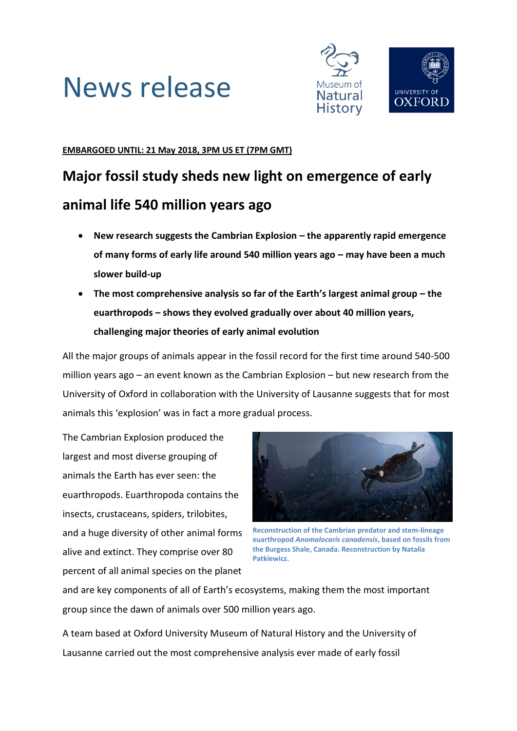# News release

**EMBARGOED UNTIL: 21 May 2018, 3PM US ET (7PM GMT)**

## Major fossil study sheds new light on emergence of early animal life 540 million years ago

- **New research suggests the Cambrian Explosion – the apparently rapid emergence of many forms of early life around 540 million years ago – may have been a much slower build-up**
- **The most comprehensive analysis so far of the Earth's largest animal group – the euarthropods – shows they evolved gradually over about 40 million years, challenging major theories of early animal evolution**

All the major groups of animals appear in the fossil record for the first time around 540-500 million years ago – an event known as the Cambrian Explosion – but new research from the University of Oxford in collaboration with the University of Lausanne suggests that for most animals this 'explosion' was in fact a more gradual process.

The Cambrian Explosion produced the largest and most diverse grouping of animals the Earth has ever seen: the euarthropods. Euarthropoda contains the insects, crustaceans, spiders, trilobites, and a huge diversity of other animal forms alive and extinct. They comprise over 80 percent of all animal species on the planet and are key components of all of Earth's ecosystems, making them the most important group since the dawn of animals over 500 million years ago.

**Reconstruction of the Cambrian predator and stem-lineage euarthropod *Anomalocaris canadensis*, based on fossils from the Burgess Shale, Canada. Reconstruction by Natalia Patkiewicz.**

A team based at Oxford University Museum of Natural History and the University of Lausanne carried out the most comprehensive analysis ever made of early fossil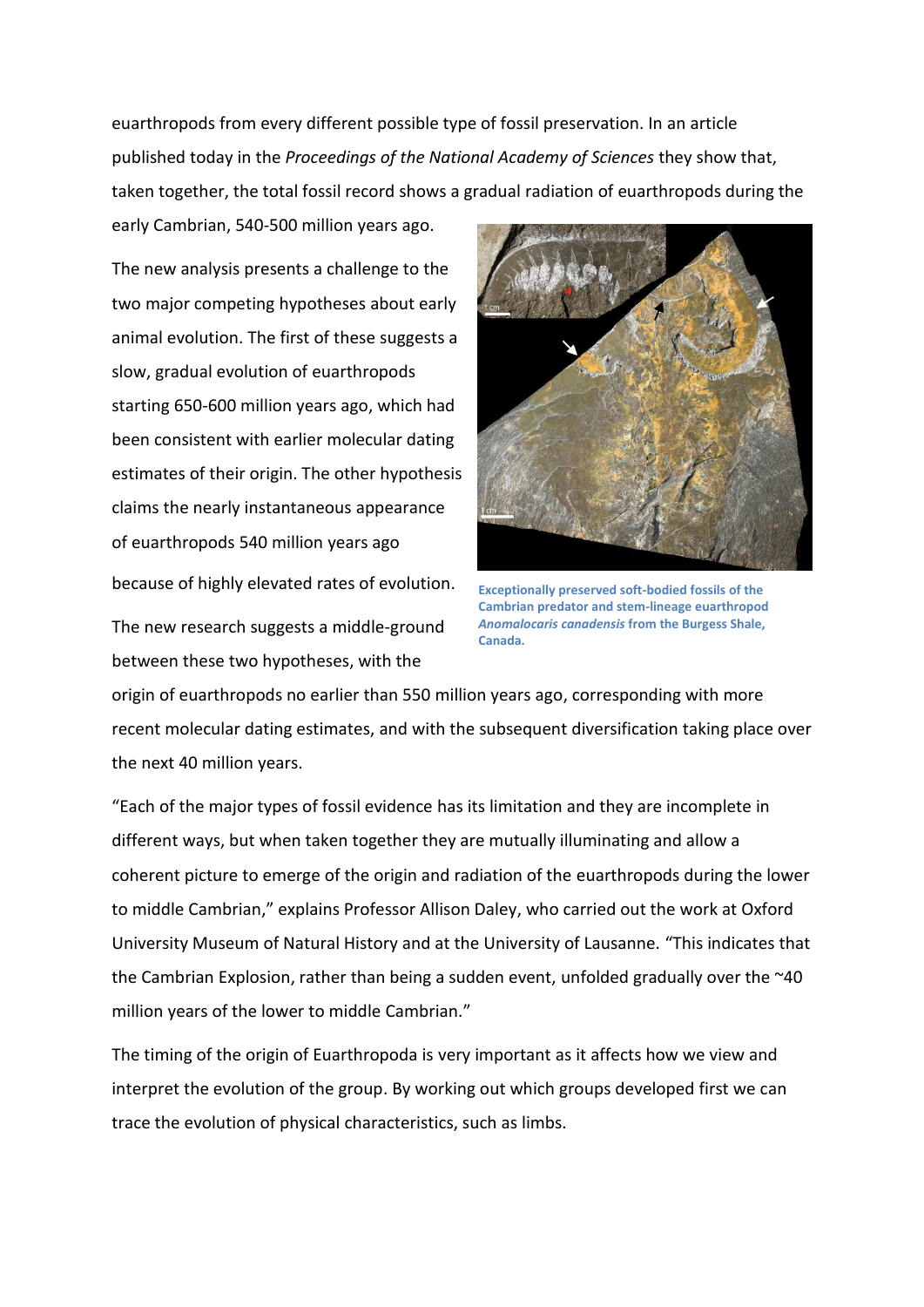euarthropods from every different possible type of fossil preservation. In an article published today in the *Proceedings of the National Academy of Sciences* they show that, taken together, the total fossil record shows a gradual radiation of euarthropods during the early Cambrian, 540-500 million years ago.

The new analysis presents a challenge to the two major competing hypotheses about early animal evolution. The first of these suggests a slow, gradual evolution of euarthropods starting 650-600 million years ago, which had been consistent with earlier molecular dating estimates of their origin. The other hypothesis claims the nearly instantaneous appearance of euarthropods 540 million years ago because of highly elevated rates of evolution.

**Exceptionally preserved soft-bodied fossils of the Cambrian predator and stem-lineage euarthropod *Anomalocaris canadensis* from the Burgess Shale, Canada.**

The new research suggests a middle-ground between these two hypotheses, with the origin of euarthropods no earlier than 550 million years ago, corresponding with more recent molecular dating estimates, and with the subsequent diversification taking place over the next 40 million years.

"Each of the major types of fossil evidence has its limitation and they are incomplete in different ways, but when taken together they are mutually illuminating and allow a coherent picture to emerge of the origin and radiation of the euarthropods during the lower to middle Cambrian," explains Professor Allison Daley, who carried out the work at Oxford University Museum of Natural History and at the University of Lausanne. "This indicates that the Cambrian Explosion, rather than being a sudden event, unfolded gradually over the ~40 million years of the lower to middle Cambrian."

The timing of the origin of Euarthropoda is very important as it affects how we view and interpret the evolution of the group. By working out which groups developed first we can trace the evolution of physical characteristics, such as limbs.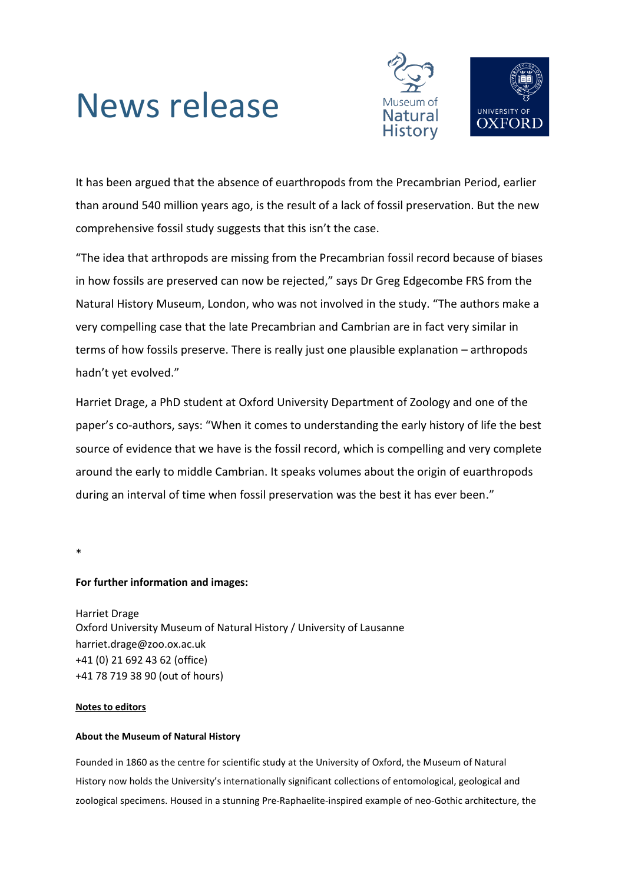# News release

It has been argued that the absence of euarthropods from the Precambrian Period, earlier than around 540 million years ago, is the result of a lack of fossil preservation. But the new comprehensive fossil study suggests that this isn't the case.

"The idea that arthropods are missing from the Precambrian fossil record because of biases in how fossils are preserved can now be rejected," says Dr Greg Edgecombe FRS from the Natural History Museum, London, who was not involved in the study. "The authors make a very compelling case that the late Precambrian and Cambrian are in fact very similar in terms of how fossils preserve. There is really just one plausible explanation – arthropods hadn't yet evolved."

Harriet Drage, a PhD student at Oxford University Department of Zoology and one of the paper's co-authors, says: "When it comes to understanding the early history of life the best source of evidence that we have is the fossil record, which is compelling and very complete around the early to middle Cambrian. It speaks volumes about the origin of euarthropods during an interval of time when fossil preservation was the best it has ever been."

*

**For further information and images:**

Harriet Drage
Oxford University Museum of Natural History / University of Lausanne
harriet.drage@zoo.ox.ac.uk
+41 (0) 21 692 43 62 (office)
+41 78 719 38 90 (out of hours)

**Notes to editors**

**About the Museum of Natural History**

Founded in 1860 as the centre for scientific study at the University of Oxford, the Museum of Natural History now holds the University's internationally significant collections of entomological, geological and zoological specimens. Housed in a stunning Pre-Raphaelite-inspired example of neo-Gothic architecture, the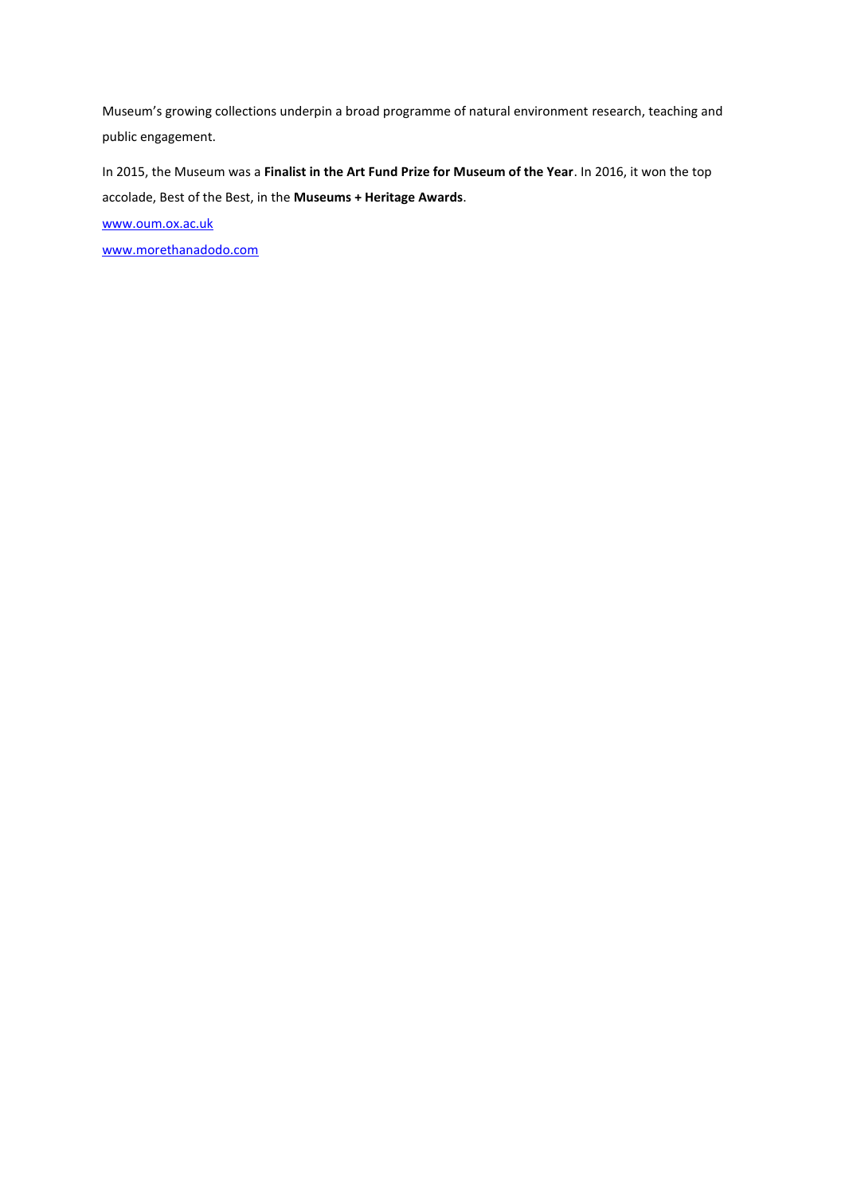Museum's growing collections underpin a broad programme of natural environment research, teaching and public engagement.

In 2015, the Museum was a **Finalist in the Art Fund Prize for Museum of the Year**. In 2016, it won the top accolade, Best of the Best, in the **Museums + Heritage Awards**.

www.oum.ox.ac.uk

www.morethanadodo.com